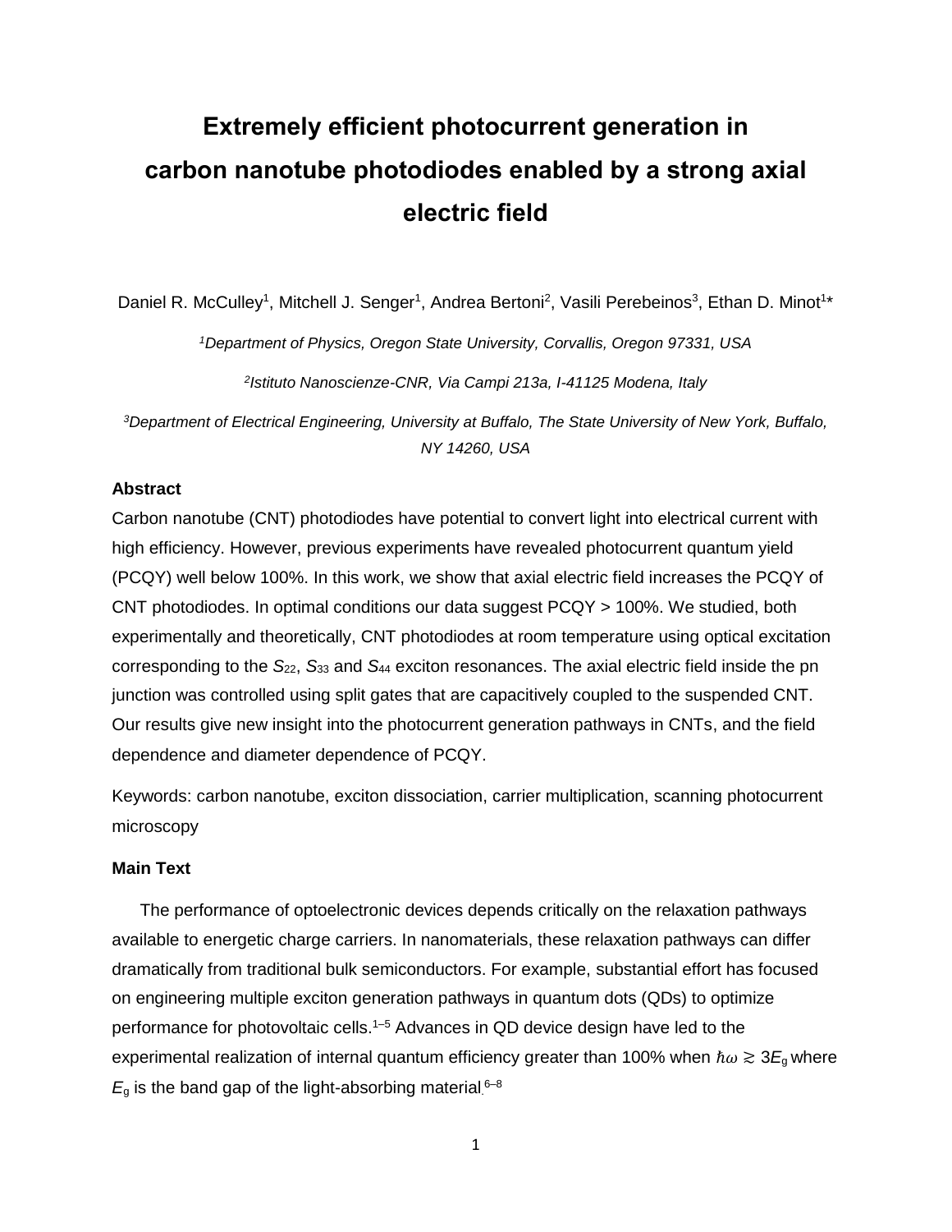# Extremely efficient photocurrent generation in carbon nanotube photodiodes enabled by a strong axial electric field

Daniel R. McCulley[1], Mitchell J. Senger[1], Andrea Bertoni[2], Vasili Perebeinos[3], Ethan D. Minot[1]*

[1]*Department of Physics, Oregon State University, Corvallis, Oregon 97331, USA*

[2]*Istituto Nanoscienze-CNR, Via Campi 213a, I-41125 Modena, Italy*

[3]*Department of Electrical Engineering, University at Buffalo, The State University of New York, Buffalo, NY 14260, USA*

**Abstract**

Carbon nanotube (CNT) photodiodes have potential to convert light into electrical current with high efficiency. However, previous experiments have revealed photocurrent quantum yield (PCQY) well below 100%. In this work, we show that axial electric field increases the PCQY of CNT photodiodes. In optimal conditions our data suggest PCQY > 100%. We studied, both experimentally and theoretically, CNT photodiodes at room temperature using optical excitation corresponding to the $S_{22}$, $S_{33}$ and $S_{44}$ exciton resonances. The axial electric field inside the pn junction was controlled using split gates that are capacitively coupled to the suspended CNT. Our results give new insight into the photocurrent generation pathways in CNTs, and the field dependence and diameter dependence of PCQY.

Keywords: carbon nanotube, exciton dissociation, carrier multiplication, scanning photocurrent microscopy

**Main Text**

The performance of optoelectronic devices depends critically on the relaxation pathways available to energetic charge carriers. In nanomaterials, these relaxation pathways can differ dramatically from traditional bulk semiconductors. For example, substantial effort has focused on engineering multiple exciton generation pathways in quantum dots (QDs) to optimize performance for photovoltaic cells.[1–5] Advances in QD device design have led to the experimental realization of internal quantum efficiency greater than 100% when $\hbar\omega \gtrsim 3E_g$ where $E_g$ is the band gap of the light-absorbing material.[6–8]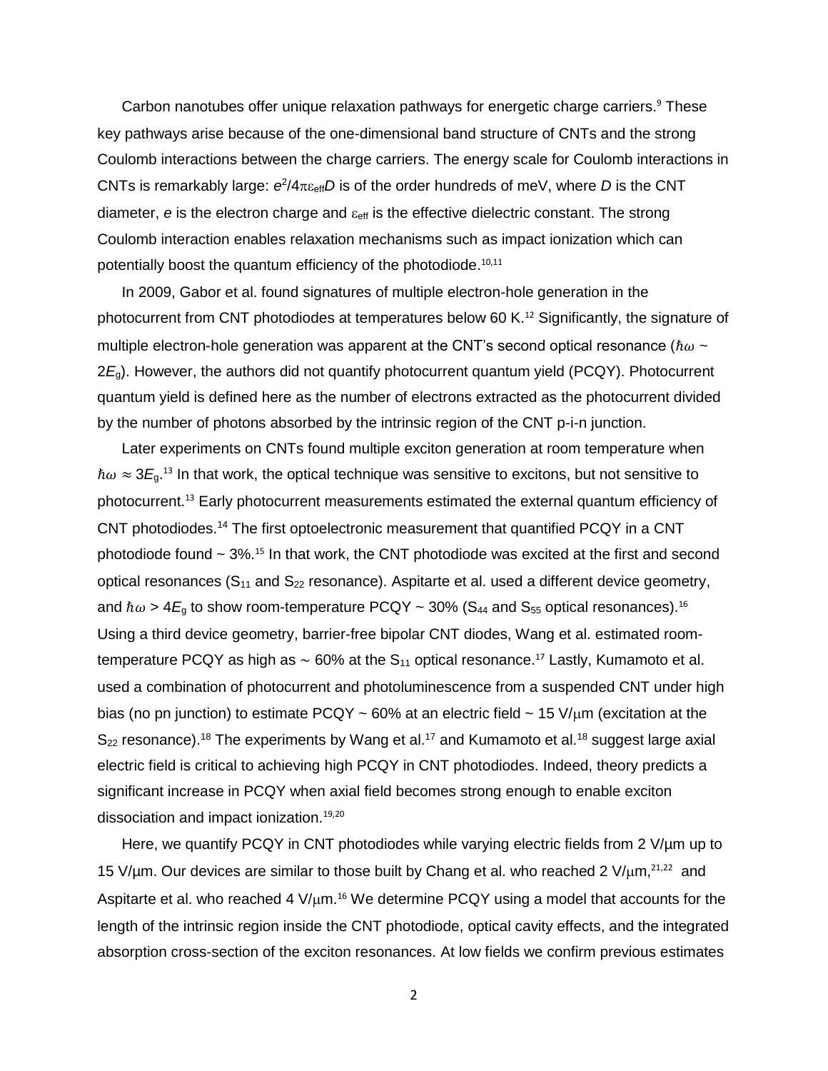Carbon nanotubes offer unique relaxation pathways for energetic charge carriers.[9] These key pathways arise because of the one-dimensional band structure of CNTs and the strong Coulomb interactions between the charge carriers. The energy scale for Coulomb interactions in CNTs is remarkably large: $e^2/4\pi\varepsilon_{eff}D$ is of the order hundreds of meV, where $D$ is the CNT diameter, $e$ is the electron charge and $\varepsilon_{eff}$ is the effective dielectric constant. The strong Coulomb interaction enables relaxation mechanisms such as impact ionization which can potentially boost the quantum efficiency of the photodiode.[10,11]

In 2009, Gabor et al. found signatures of multiple electron-hole generation in the photocurrent from CNT photodiodes at temperatures below 60 K.[12] Significantly, the signature of multiple electron-hole generation was apparent at the CNT's second optical resonance ($\hbar\omega \sim 2E_g$). However, the authors did not quantify photocurrent quantum yield (PCQY). Photocurrent quantum yield is defined here as the number of electrons extracted as the photocurrent divided by the number of photons absorbed by the intrinsic region of the CNT p-i-n junction.

Later experiments on CNTs found multiple exciton generation at room temperature when $\hbar\omega \approx 3E_g$.[13] In that work, the optical technique was sensitive to excitons, but not sensitive to photocurrent.[13] Early photocurrent measurements estimated the external quantum efficiency of CNT photodiodes.[14] The first optoelectronic measurement that quantified PCQY in a CNT photodiode found ~ 3%.[15] In that work, the CNT photodiode was excited at the first and second optical resonances ($S_{11}$ and $S_{22}$ resonance). Aspitarte et al. used a different device geometry, and $\hbar\omega > 4E_g$ to show room-temperature PCQY ~ 30% ($S_{44}$ and $S_{55}$ optical resonances).[16] Using a third device geometry, barrier-free bipolar CNT diodes, Wang et al. estimated room-temperature PCQY as high as $\sim$ 60% at the $S_{11}$ optical resonance.[17] Lastly, Kumamoto et al. used a combination of photocurrent and photoluminescence from a suspended CNT under high bias (no pn junction) to estimate PCQY ~ 60% at an electric field ~ 15 V/μm (excitation at the $S_{22}$ resonance).[18] The experiments by Wang et al.[17] and Kumamoto et al.[18] suggest large axial electric field is critical to achieving high PCQY in CNT photodiodes. Indeed, theory predicts a significant increase in PCQY when axial field becomes strong enough to enable exciton dissociation and impact ionization.[19,20]

Here, we quantify PCQY in CNT photodiodes while varying electric fields from 2 V/μm up to 15 V/μm. Our devices are similar to those built by Chang et al. who reached 2 V/μm,[21,22] and Aspitarte et al. who reached 4 V/μm.[16] We determine PCQY using a model that accounts for the length of the intrinsic region inside the CNT photodiode, optical cavity effects, and the integrated absorption cross-section of the exciton resonances. At low fields we confirm previous estimates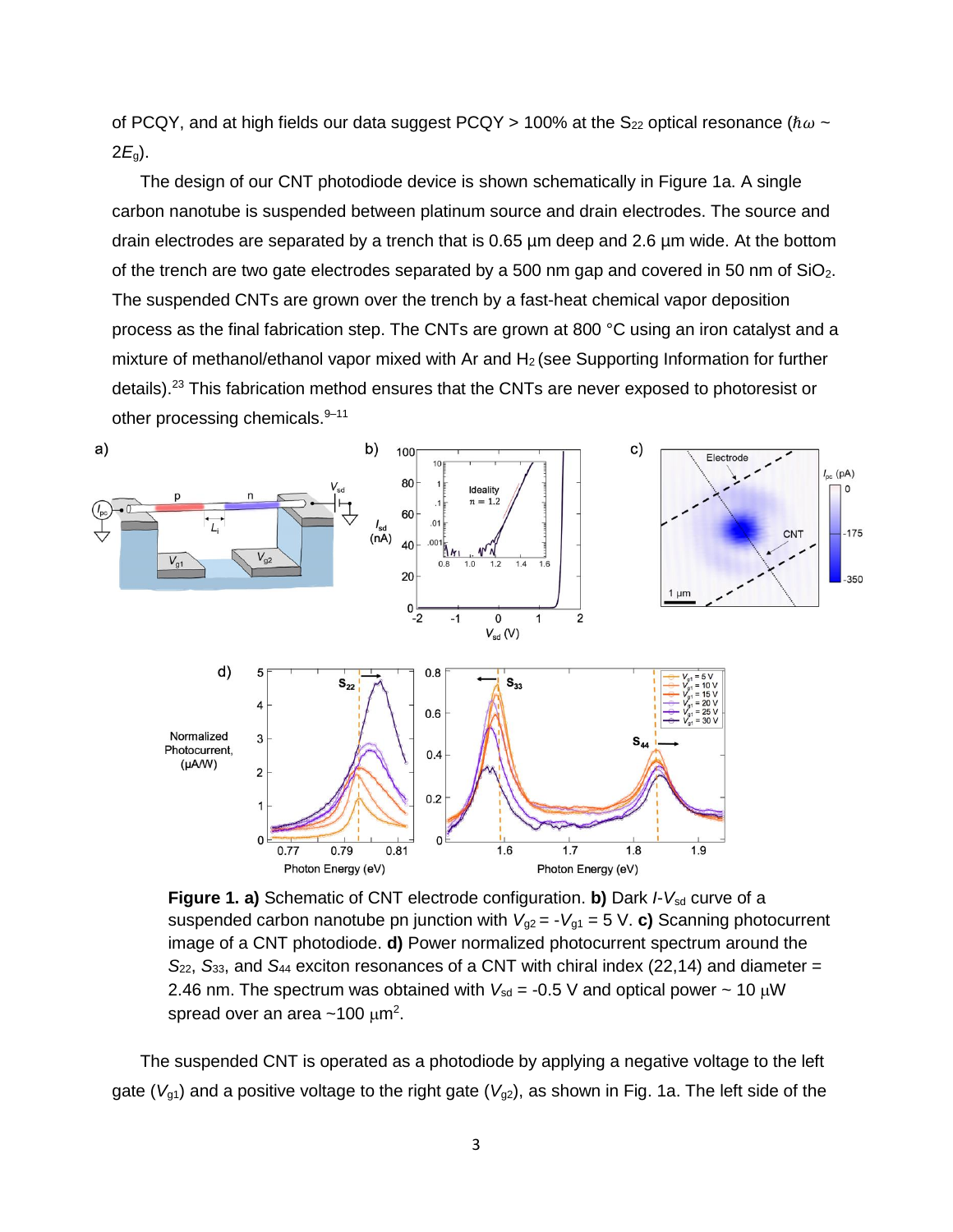of PCQY, and at high fields our data suggest PCQY > 100% at the $S_{22}$ optical resonance ($\hbar\omega$ ~ $2E_g$).

The design of our CNT photodiode device is shown schematically in Figure 1a. A single carbon nanotube is suspended between platinum source and drain electrodes. The source and drain electrodes are separated by a trench that is 0.65 µm deep and 2.6 µm wide. At the bottom of the trench are two gate electrodes separated by a 500 nm gap and covered in 50 nm of $SiO_2$. The suspended CNTs are grown over the trench by a fast-heat chemical vapor deposition process as the final fabrication step. The CNTs are grown at 800 °C using an iron catalyst and a mixture of methanol/ethanol vapor mixed with Ar and $H_2$ (see Supporting Information for further details).[23] This fabrication method ensures that the CNTs are never exposed to photoresist or other processing chemicals.[9–11]

**Figure 1. a)** Schematic of CNT electrode configuration. **b)** Dark $I$-$V_{sd}$ curve of a suspended carbon nanotube pn junction with $V_{g2} = -V_{g1} = 5$ V. **c)** Scanning photocurrent image of a CNT photodiode. **d)** Power normalized photocurrent spectrum around the $S_{22}$, $S_{33}$, and $S_{44}$ exciton resonances of a CNT with chiral index (22,14) and diameter = 2.46 nm. The spectrum was obtained with $V_{sd}$ = -0.5 V and optical power ~ 10 µW spread over an area ~100 µm$^2$.

The suspended CNT is operated as a photodiode by applying a negative voltage to the left gate ($V_{g1}$) and a positive voltage to the right gate ($V_{g2}$), as shown in Fig. 1a. The left side of the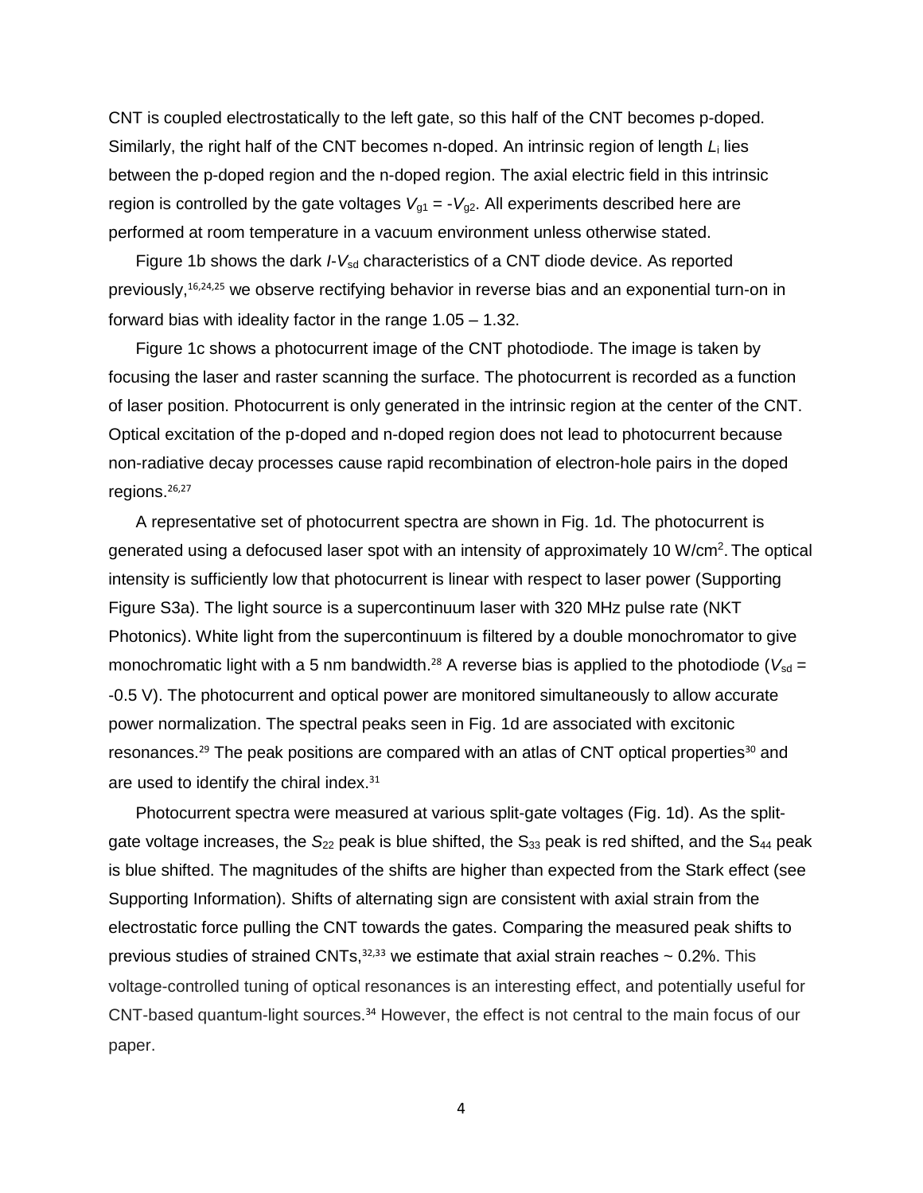CNT is coupled electrostatically to the left gate, so this half of the CNT becomes p-doped. Similarly, the right half of the CNT becomes n-doped. An intrinsic region of length $L_i$ lies between the p-doped region and the n-doped region. The axial electric field in this intrinsic region is controlled by the gate voltages $V_{g1} = -V_{g2}$. All experiments described here are performed at room temperature in a vacuum environment unless otherwise stated.

Figure 1b shows the dark $I$-$V_{sd}$ characteristics of a CNT diode device. As reported previously,[16,24,25] we observe rectifying behavior in reverse bias and an exponential turn-on in forward bias with ideality factor in the range 1.05 – 1.32.

Figure 1c shows a photocurrent image of the CNT photodiode. The image is taken by focusing the laser and raster scanning the surface. The photocurrent is recorded as a function of laser position. Photocurrent is only generated in the intrinsic region at the center of the CNT. Optical excitation of the p-doped and n-doped region does not lead to photocurrent because non-radiative decay processes cause rapid recombination of electron-hole pairs in the doped regions.[26,27]

A representative set of photocurrent spectra are shown in Fig. 1d. The photocurrent is generated using a defocused laser spot with an intensity of approximately 10 W/cm$^2$. The optical intensity is sufficiently low that photocurrent is linear with respect to laser power (Supporting Figure S3a). The light source is a supercontinuum laser with 320 MHz pulse rate (NKT Photonics). White light from the supercontinuum is filtered by a double monochromator to give monochromatic light with a 5 nm bandwidth.[28] A reverse bias is applied to the photodiode ($V_{sd}$ = -0.5 V). The photocurrent and optical power are monitored simultaneously to allow accurate power normalization. The spectral peaks seen in Fig. 1d are associated with excitonic resonances.[29] The peak positions are compared with an atlas of CNT optical properties[30] and are used to identify the chiral index.[31]

Photocurrent spectra were measured at various split-gate voltages (Fig. 1d). As the split-gate voltage increases, the $S_{22}$ peak is blue shifted, the $S_{33}$ peak is red shifted, and the $S_{44}$ peak is blue shifted. The magnitudes of the shifts are higher than expected from the Stark effect (see Supporting Information). Shifts of alternating sign are consistent with axial strain from the electrostatic force pulling the CNT towards the gates. Comparing the measured peak shifts to previous studies of strained CNTs,[32,33] we estimate that axial strain reaches ~ 0.2%. This voltage-controlled tuning of optical resonances is an interesting effect, and potentially useful for CNT-based quantum-light sources.[34] However, the effect is not central to the main focus of our paper.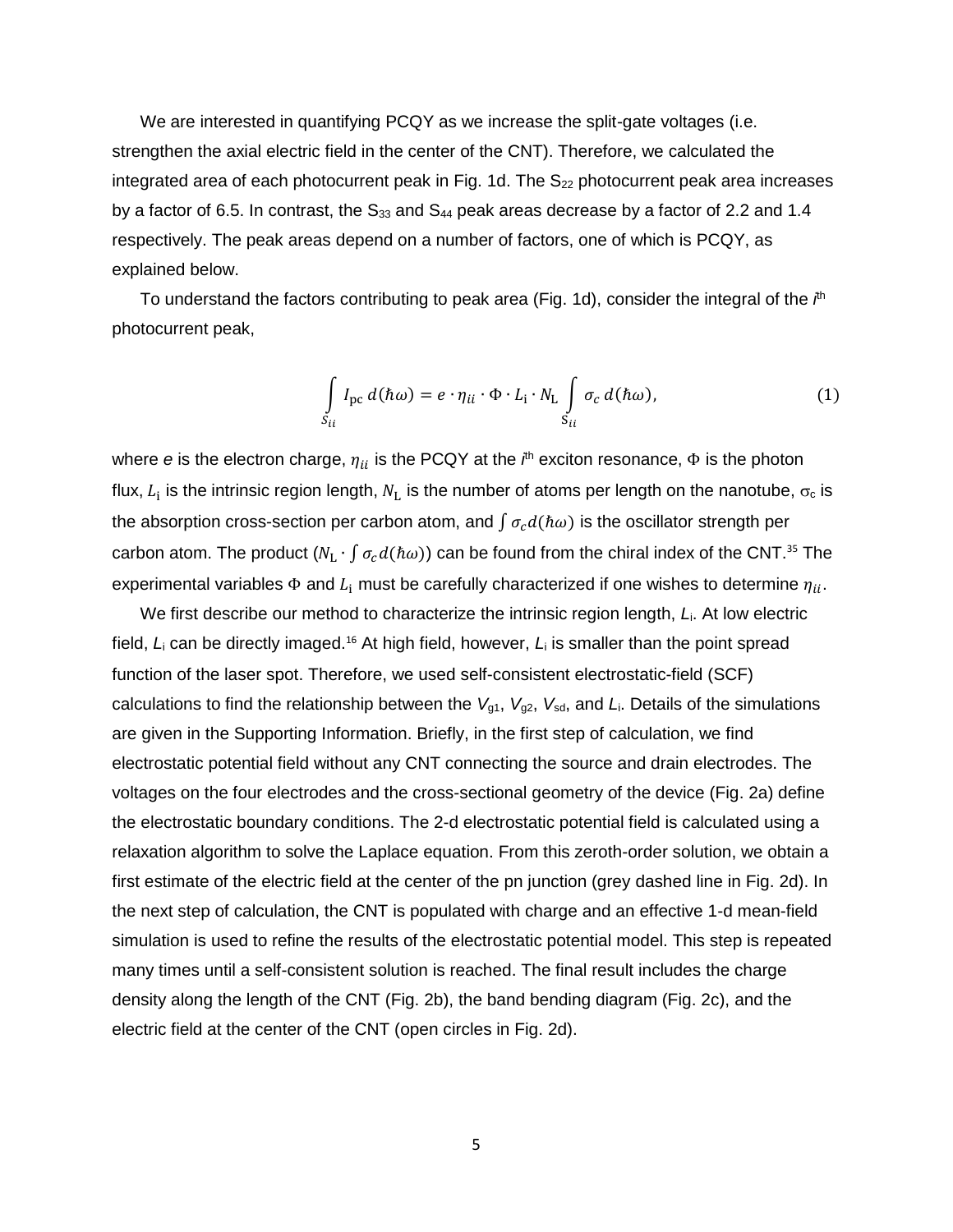We are interested in quantifying PCQY as we increase the split-gate voltages (i.e. strengthen the axial electric field in the center of the CNT). Therefore, we calculated the integrated area of each photocurrent peak in Fig. 1d. The $S_{22}$ photocurrent peak area increases by a factor of 6.5. In contrast, the $S_{33}$ and $S_{44}$ peak areas decrease by a factor of 2.2 and 1.4 respectively. The peak areas depend on a number of factors, one of which is PCQY, as explained below.

To understand the factors contributing to peak area (Fig. 1d), consider the integral of the $i^{\text{th}}$ photocurrent peak,

$$\int_{S_{ii}} I_{\text{pc}}\, d(\hbar\omega) = e \cdot \eta_{ii} \cdot \Phi \cdot L_{\text{i}} \cdot N_{\text{L}} \int_{S_{ii}} \sigma_c\, d(\hbar\omega), \tag{1}$$

where $e$ is the electron charge, $\eta_{ii}$ is the PCQY at the $i^{\text{th}}$ exciton resonance, $\Phi$ is the photon flux, $L_{\text{i}}$ is the intrinsic region length, $N_{\text{L}}$ is the number of atoms per length on the nanotube, $\sigma_{\text{c}}$ is the absorption cross-section per carbon atom, and $\int \sigma_c d(\hbar\omega)$ is the oscillator strength per carbon atom. The product $(N_{\text{L}} \cdot \int \sigma_c d(\hbar\omega))$ can be found from the chiral index of the CNT.[35] The experimental variables $\Phi$ and $L_{\text{i}}$ must be carefully characterized if one wishes to determine $\eta_{ii}$.

We first describe our method to characterize the intrinsic region length, $L_{\text{i}}$. At low electric field, $L_{\text{i}}$ can be directly imaged.[16] At high field, however, $L_{\text{i}}$ is smaller than the point spread function of the laser spot. Therefore, we used self-consistent electrostatic-field (SCF) calculations to find the relationship between the $V_{\text{g1}}$, $V_{\text{g2}}$, $V_{\text{sd}}$, and $L_{\text{i}}$. Details of the simulations are given in the Supporting Information. Briefly, in the first step of calculation, we find electrostatic potential field without any CNT connecting the source and drain electrodes. The voltages on the four electrodes and the cross-sectional geometry of the device (Fig. 2a) define the electrostatic boundary conditions. The 2-d electrostatic potential field is calculated using a relaxation algorithm to solve the Laplace equation. From this zeroth-order solution, we obtain a first estimate of the electric field at the center of the pn junction (grey dashed line in Fig. 2d). In the next step of calculation, the CNT is populated with charge and an effective 1-d mean-field simulation is used to refine the results of the electrostatic potential model. This step is repeated many times until a self-consistent solution is reached. The final result includes the charge density along the length of the CNT (Fig. 2b), the band bending diagram (Fig. 2c), and the electric field at the center of the CNT (open circles in Fig. 2d).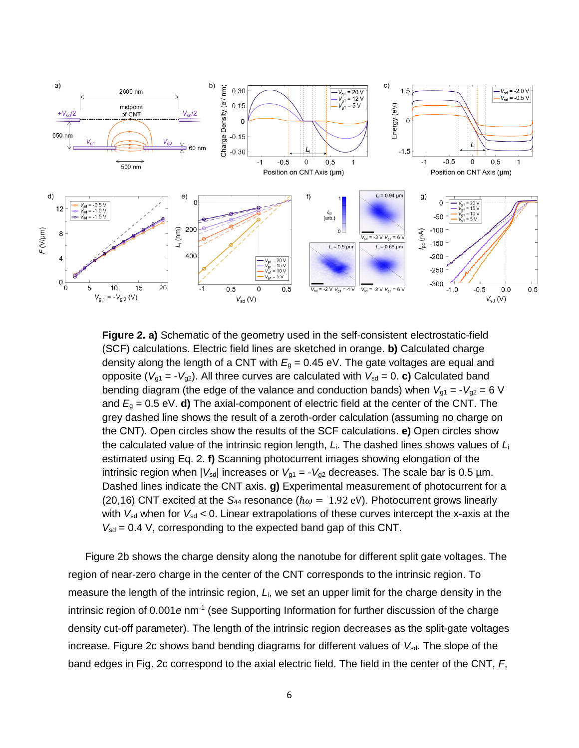**Figure 2. a)** Schematic of the geometry used in the self-consistent electrostatic-field (SCF) calculations. Electric field lines are sketched in orange. **b)** Calculated charge density along the length of a CNT with $E_g$ = 0.45 eV. The gate voltages are equal and opposite ($V_{g1}$ = -$V_{g2}$). All three curves are calculated with $V_{sd}$ = 0. **c)** Calculated band bending diagram (the edge of the valance and conduction bands) when $V_{g1}$ = -$V_{g2}$ = 6 V and $E_g$ = 0.5 eV. **d)** The axial-component of electric field at the center of the CNT. The grey dashed line shows the result of a zeroth-order calculation (assuming no charge on the CNT). Open circles show the results of the SCF calculations. **e)** Open circles show the calculated value of the intrinsic region length, $L_i$. The dashed lines shows values of $L_i$ estimated using Eq. 2. **f)** Scanning photocurrent images showing elongation of the intrinsic region when |$V_{sd}$| increases or $V_{g1}$ = -$V_{g2}$ decreases. The scale bar is 0.5 µm. Dashed lines indicate the CNT axis. **g)** Experimental measurement of photocurrent for a (20,16) CNT excited at the $S_{44}$ resonance ($\hbar\omega = 1.92$ eV). Photocurrent grows linearly with $V_{sd}$ when for $V_{sd}$ < 0. Linear extrapolations of these curves intercept the x-axis at the $V_{sd}$ = 0.4 V, corresponding to the expected band gap of this CNT.

Figure 2b shows the charge density along the nanotube for different split gate voltages. The region of near-zero charge in the center of the CNT corresponds to the intrinsic region. To measure the length of the intrinsic region, $L_i$, we set an upper limit for the charge density in the intrinsic region of 0.001$e$ nm$^{-1}$ (see Supporting Information for further discussion of the charge density cut-off parameter). The length of the intrinsic region decreases as the split-gate voltages increase. Figure 2c shows band bending diagrams for different values of $V_{sd}$. The slope of the band edges in Fig. 2c correspond to the axial electric field. The field in the center of the CNT, $F$,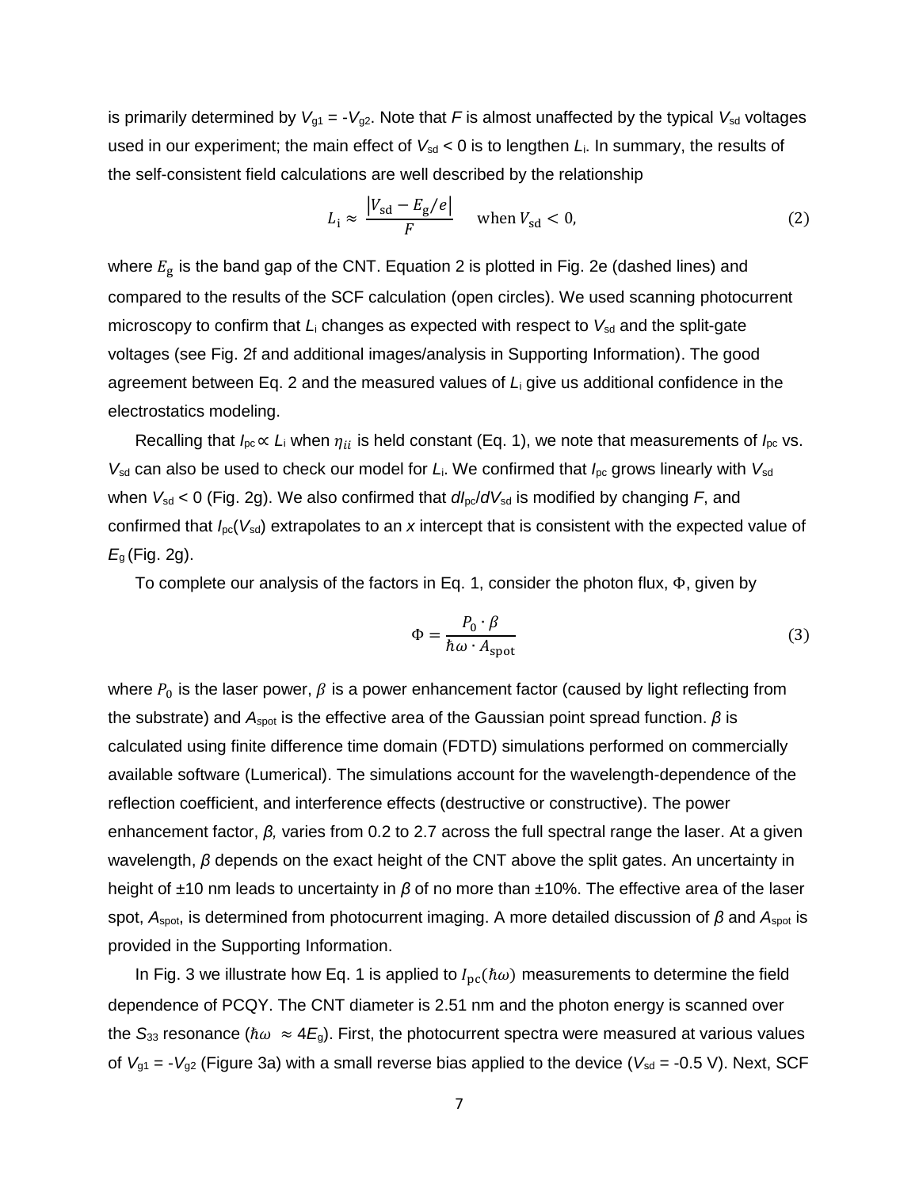is primarily determined by $V_{g1} = -V_{g2}$. Note that $F$ is almost unaffected by the typical $V_{sd}$ voltages used in our experiment; the main effect of $V_{sd} < 0$ is to lengthen $L_i$. In summary, the results of the self-consistent field calculations are well described by the relationship

$$L_{\mathrm{i}} \approx \frac{|V_{\mathrm{sd}} - E_{\mathrm{g}}/e|}{F} \quad \text{when } V_{\mathrm{sd}} < 0, \tag{2}$$

where $E_g$ is the band gap of the CNT. Equation 2 is plotted in Fig. 2e (dashed lines) and compared to the results of the SCF calculation (open circles). We used scanning photocurrent microscopy to confirm that $L_i$ changes as expected with respect to $V_{sd}$ and the split-gate voltages (see Fig. 2f and additional images/analysis in Supporting Information). The good agreement between Eq. 2 and the measured values of $L_i$ give us additional confidence in the electrostatics modeling.

Recalling that $I_{pc} \propto L_i$ when $\eta_{ii}$ is held constant (Eq. 1), we note that measurements of $I_{pc}$ vs. $V_{sd}$ can also be used to check our model for $L_i$. We confirmed that $I_{pc}$ grows linearly with $V_{sd}$ when $V_{sd} < 0$ (Fig. 2g). We also confirmed that $dI_{pc}/dV_{sd}$ is modified by changing $F$, and confirmed that $I_{pc}(V_{sd})$ extrapolates to an *x* intercept that is consistent with the expected value of $E_g$ (Fig. 2g).

To complete our analysis of the factors in Eq. 1, consider the photon flux, $\Phi$, given by

$$\Phi = \frac{P_0 \cdot \beta}{\hbar\omega \cdot A_{\mathrm{spot}}} \tag{3}$$

where $P_0$ is the laser power, $\beta$ is a power enhancement factor (caused by light reflecting from the substrate) and $A_{spot}$ is the effective area of the Gaussian point spread function. $\beta$ is calculated using finite difference time domain (FDTD) simulations performed on commercially available software (Lumerical). The simulations account for the wavelength-dependence of the reflection coefficient, and interference effects (destructive or constructive). The power enhancement factor, $\beta$, varies from 0.2 to 2.7 across the full spectral range the laser. At a given wavelength, $\beta$ depends on the exact height of the CNT above the split gates. An uncertainty in height of ±10 nm leads to uncertainty in $\beta$ of no more than ±10%. The effective area of the laser spot, $A_{spot}$, is determined from photocurrent imaging. A more detailed discussion of $\beta$ and $A_{spot}$ is provided in the Supporting Information.

In Fig. 3 we illustrate how Eq. 1 is applied to $I_{pc}(\hbar\omega)$ measurements to determine the field dependence of PCQY. The CNT diameter is 2.51 nm and the photon energy is scanned over the $S_{33}$ resonance ($\hbar\omega \approx 4E_g$). First, the photocurrent spectra were measured at various values of $V_{g1} = -V_{g2}$ (Figure 3a) with a small reverse bias applied to the device ($V_{sd} = -0.5$ V). Next, SCF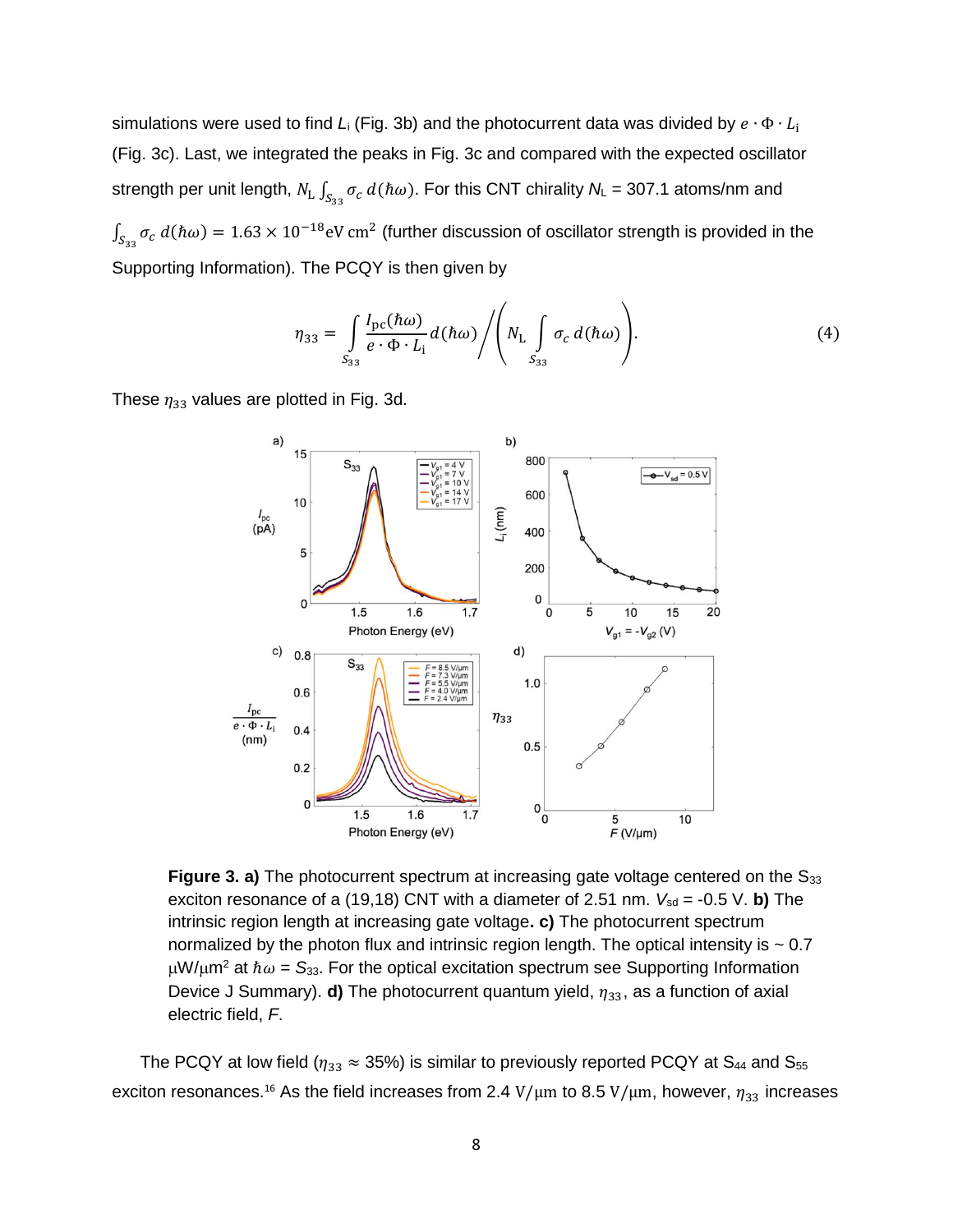simulations were used to find $L_i$ (Fig. 3b) and the photocurrent data was divided by $e \cdot \Phi \cdot L_\mathrm{i}$ (Fig. 3c). Last, we integrated the peaks in Fig. 3c and compared with the expected oscillator strength per unit length, $N_\mathrm{L} \int_{S_{33}} \sigma_c \, d(\hbar\omega)$. For this CNT chirality $N_\mathrm{L}$ = 307.1 atoms/nm and $\int_{S_{33}} \sigma_c \, d(\hbar\omega) = 1.63 \times 10^{-18} \mathrm{eV\,cm}^2$ (further discussion of oscillator strength is provided in the Supporting Information). The PCQY is then given by

$$\eta_{33} = \int_{S_{33}} \frac{I_\mathrm{pc}(\hbar\omega)}{e \cdot \Phi \cdot L_\mathrm{i}} d(\hbar\omega) \Bigg/ \left( N_\mathrm{L} \int_{S_{33}} \sigma_c \, d(\hbar\omega) \right). \tag{4}$$

These $\eta_{33}$ values are plotted in Fig. 3d.

**Figure 3. a)** The photocurrent spectrum at increasing gate voltage centered on the $S_{33}$ exciton resonance of a (19,18) CNT with a diameter of 2.51 nm. $V_\mathrm{sd}$ = -0.5 V. **b)** The intrinsic region length at increasing gate voltage**. c)** The photocurrent spectrum normalized by the photon flux and intrinsic region length. The optical intensity is ~ 0.7 μW/μm² at $\hbar\omega = S_{33}$. For the optical excitation spectrum see Supporting Information Device J Summary). **d)** The photocurrent quantum yield, $\eta_{33}$, as a function of axial electric field, $F$.

The PCQY at low field ($\eta_{33} \approx 35\%$) is similar to previously reported PCQY at $S_{44}$ and $S_{55}$ exciton resonances.[16] As the field increases from 2.4 V/μm to 8.5 V/μm, however, $\eta_{33}$ increases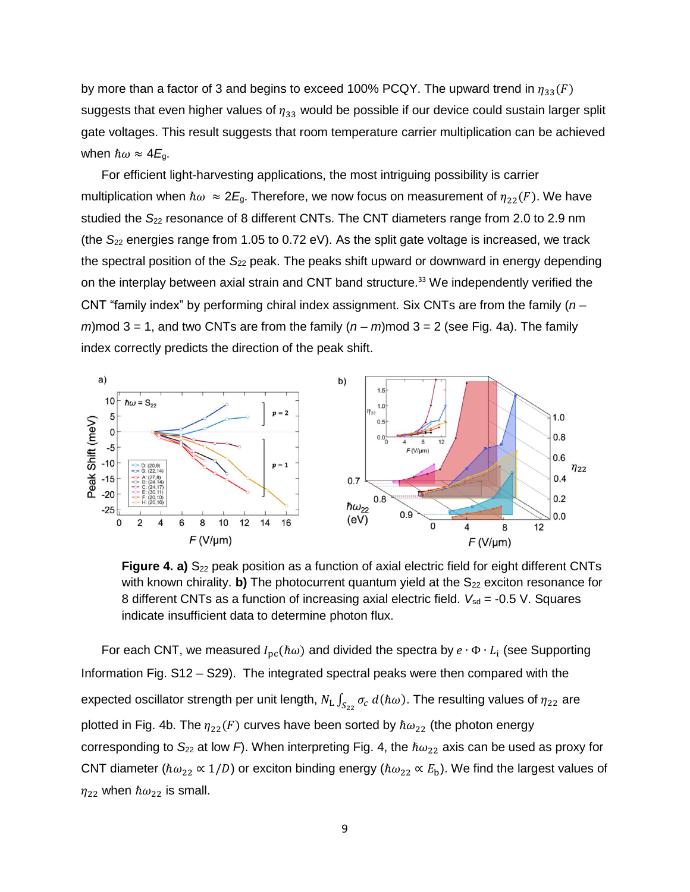by more than a factor of 3 and begins to exceed 100% PCQY. The upward trend in $\eta_{33}(F)$ suggests that even higher values of $\eta_{33}$ would be possible if our device could sustain larger split gate voltages. This result suggests that room temperature carrier multiplication can be achieved when $\hbar\omega \approx 4E_g$.

For efficient light-harvesting applications, the most intriguing possibility is carrier multiplication when $\hbar\omega \approx 2E_g$. Therefore, we now focus on measurement of $\eta_{22}(F)$. We have studied the $S_{22}$ resonance of 8 different CNTs. The CNT diameters range from 2.0 to 2.9 nm (the $S_{22}$ energies range from 1.05 to 0.72 eV). As the split gate voltage is increased, we track the spectral position of the $S_{22}$ peak. The peaks shift upward or downward in energy depending on the interplay between axial strain and CNT band structure.[33] We independently verified the CNT "family index" by performing chiral index assignment. Six CNTs are from the family $(n - m)\text{mod } 3 = 1$, and two CNTs are from the family $(n - m)\text{mod } 3 = 2$ (see Fig. 4a). The family index correctly predicts the direction of the peak shift.

**Figure 4. a)** $S_{22}$ peak position as a function of axial electric field for eight different CNTs with known chirality. **b)** The photocurrent quantum yield at the $S_{22}$ exciton resonance for 8 different CNTs as a function of increasing axial electric field. $V_{sd}$ = -0.5 V. Squares indicate insufficient data to determine photon flux.

For each CNT, we measured $I_{pc}(\hbar\omega)$ and divided the spectra by $e \cdot \Phi \cdot L_i$ (see Supporting Information Fig. S12 – S29). The integrated spectral peaks were then compared with the expected oscillator strength per unit length, $N_L \int_{S_{22}} \sigma_c \, d(\hbar\omega)$. The resulting values of $\eta_{22}$ are plotted in Fig. 4b. The $\eta_{22}(F)$ curves have been sorted by $\hbar\omega_{22}$ (the photon energy corresponding to $S_{22}$ at low $F$). When interpreting Fig. 4, the $\hbar\omega_{22}$ axis can be used as proxy for CNT diameter ($\hbar\omega_{22} \propto 1/D$) or exciton binding energy ($\hbar\omega_{22} \propto E_b$). We find the largest values of $\eta_{22}$ when $\hbar\omega_{22}$ is small.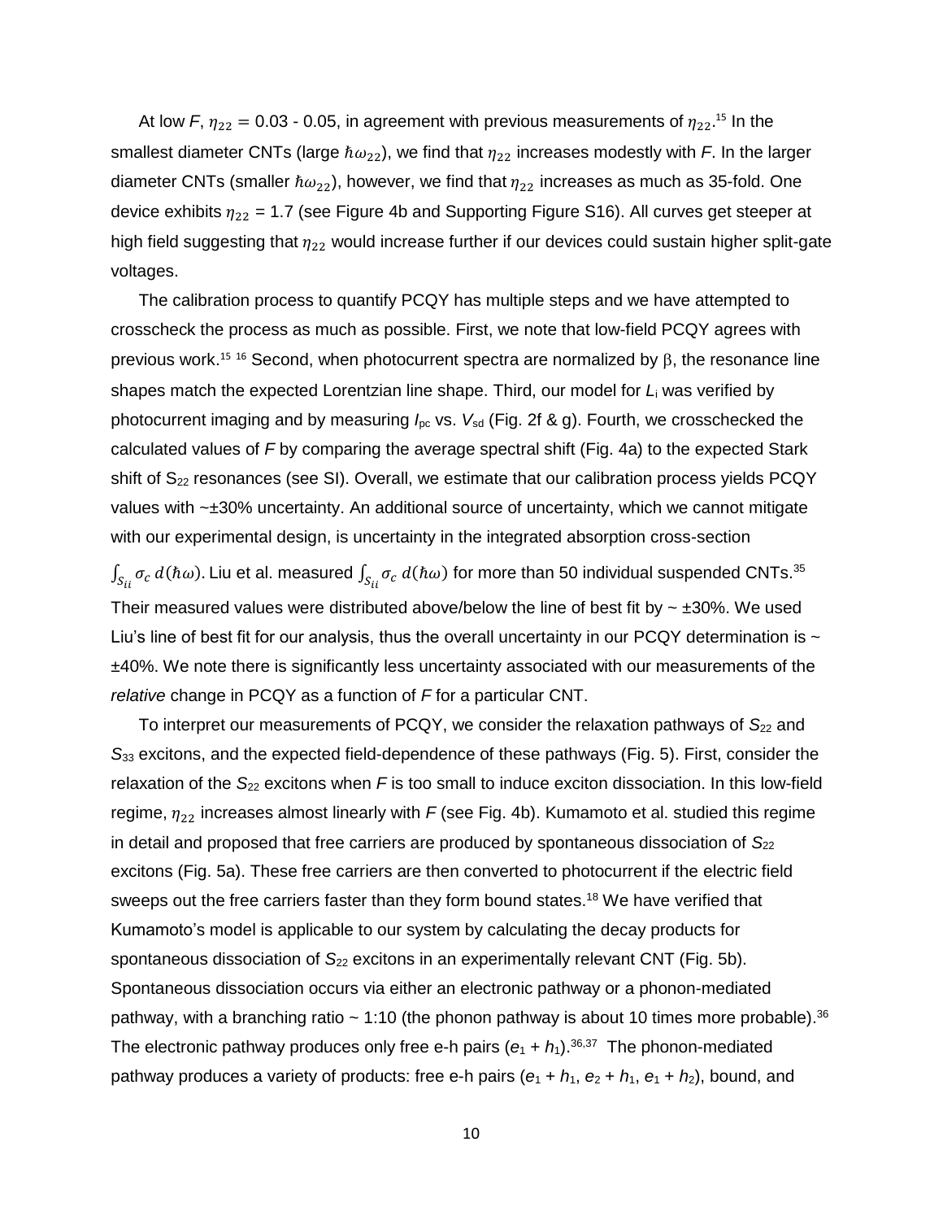At low $F$, $\eta_{22} =$ 0.03 - 0.05, in agreement with previous measurements of $\eta_{22}$.[15] In the smallest diameter CNTs (large $\hbar\omega_{22}$), we find that $\eta_{22}$ increases modestly with $F$. In the larger diameter CNTs (smaller $\hbar\omega_{22}$), however, we find that $\eta_{22}$ increases as much as 35-fold. One device exhibits $\eta_{22}$ = 1.7 (see Figure 4b and Supporting Figure S16). All curves get steeper at high field suggesting that $\eta_{22}$ would increase further if our devices could sustain higher split-gate voltages.

The calibration process to quantify PCQY has multiple steps and we have attempted to crosscheck the process as much as possible. First, we note that low-field PCQY agrees with previous work.[15] [16] Second, when photocurrent spectra are normalized by $\beta$, the resonance line shapes match the expected Lorentzian line shape. Third, our model for $L_i$ was verified by photocurrent imaging and by measuring $I_{pc}$ vs. $V_{sd}$ (Fig. 2f & g). Fourth, we crosschecked the calculated values of $F$ by comparing the average spectral shift (Fig. 4a) to the expected Stark shift of $S_{22}$ resonances (see SI). Overall, we estimate that our calibration process yields PCQY values with ~±30% uncertainty. An additional source of uncertainty, which we cannot mitigate with our experimental design, is uncertainty in the integrated absorption cross-section $\int_{S_{ii}} \sigma_c \, d(\hbar\omega)$. Liu et al. measured $\int_{S_{ii}} \sigma_c \, d(\hbar\omega)$ for more than 50 individual suspended CNTs.[35] Their measured values were distributed above/below the line of best fit by ~ ±30%. We used Liu's line of best fit for our analysis, thus the overall uncertainty in our PCQY determination is ~ ±40%. We note there is significantly less uncertainty associated with our measurements of the *relative* change in PCQY as a function of $F$ for a particular CNT.

To interpret our measurements of PCQY, we consider the relaxation pathways of $S_{22}$ and $S_{33}$ excitons, and the expected field-dependence of these pathways (Fig. 5). First, consider the relaxation of the $S_{22}$ excitons when $F$ is too small to induce exciton dissociation. In this low-field regime, $\eta_{22}$ increases almost linearly with $F$ (see Fig. 4b). Kumamoto et al. studied this regime in detail and proposed that free carriers are produced by spontaneous dissociation of $S_{22}$ excitons (Fig. 5a). These free carriers are then converted to photocurrent if the electric field sweeps out the free carriers faster than they form bound states.[18] We have verified that Kumamoto's model is applicable to our system by calculating the decay products for spontaneous dissociation of $S_{22}$ excitons in an experimentally relevant CNT (Fig. 5b). Spontaneous dissociation occurs via either an electronic pathway or a phonon-mediated pathway, with a branching ratio ~ 1:10 (the phonon pathway is about 10 times more probable).[36] The electronic pathway produces only free e-h pairs ($e_1 + h_1$).[36,37] The phonon-mediated pathway produces a variety of products: free e-h pairs ($e_1 + h_1$, $e_2 + h_1$, $e_1 + h_2$), bound, and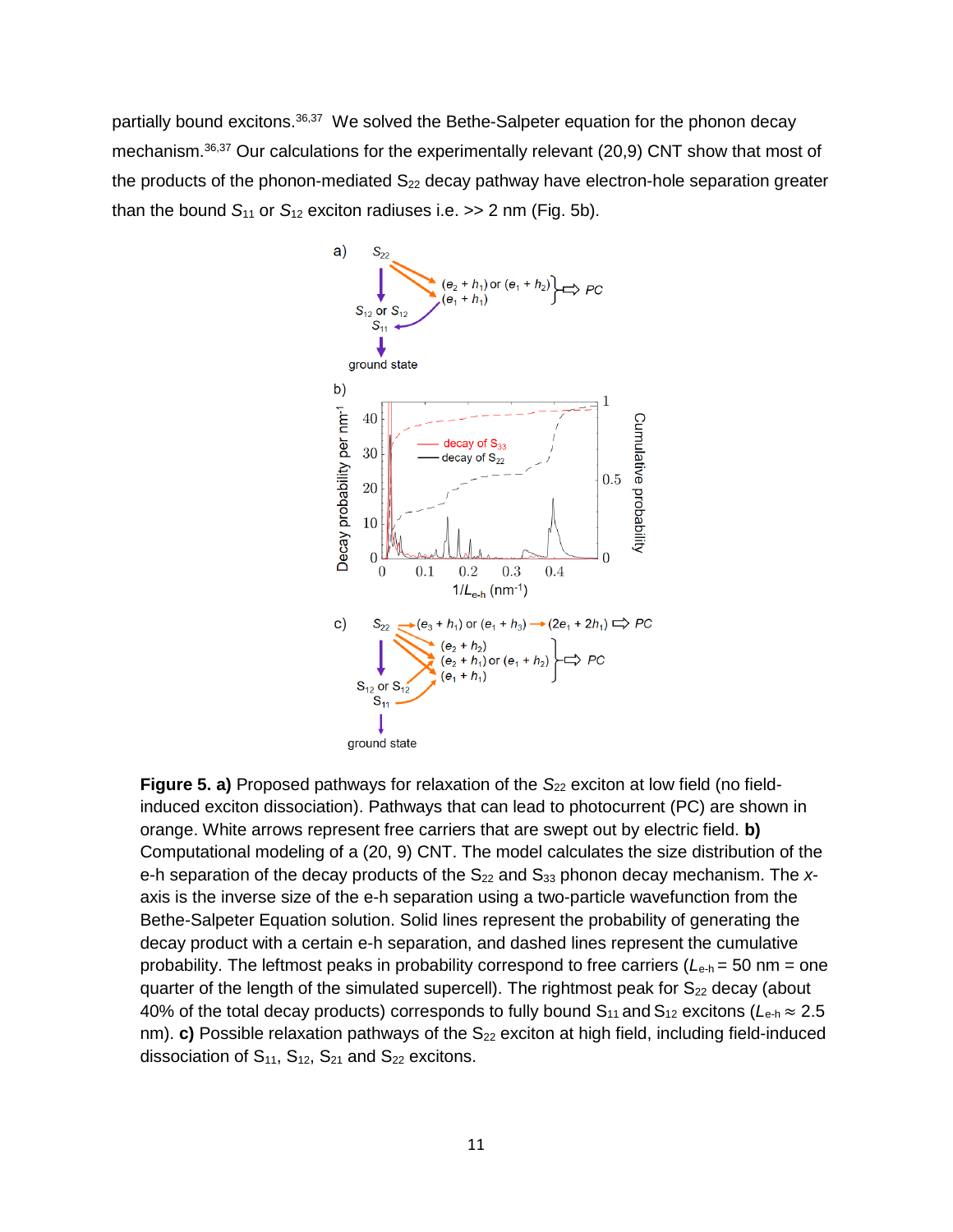partially bound excitons.[36,37] We solved the Bethe-Salpeter equation for the phonon decay mechanism.[36,37] Our calculations for the experimentally relevant (20,9) CNT show that most of the products of the phonon-mediated $S_{22}$ decay pathway have electron-hole separation greater than the bound $S_{11}$ or $S_{12}$ exciton radiuses i.e. >> 2 nm (Fig. 5b).

**Figure 5. a)** Proposed pathways for relaxation of the $S_{22}$ exciton at low field (no field-induced exciton dissociation). Pathways that can lead to photocurrent (PC) are shown in orange. White arrows represent free carriers that are swept out by electric field. **b)** Computational modeling of a (20, 9) CNT. The model calculates the size distribution of the e-h separation of the decay products of the $S_{22}$ and $S_{33}$ phonon decay mechanism. The *x*-axis is the inverse size of the e-h separation using a two-particle wavefunction from the Bethe-Salpeter Equation solution. Solid lines represent the probability of generating the decay product with a certain e-h separation, and dashed lines represent the cumulative probability. The leftmost peaks in probability correspond to free carriers ($L_{e\text{-}h}$ = 50 nm = one quarter of the length of the simulated supercell). The rightmost peak for $S_{22}$ decay (about 40% of the total decay products) corresponds to fully bound $S_{11}$ and $S_{12}$ excitons ($L_{e\text{-}h} \approx 2.5$ nm). **c)** Possible relaxation pathways of the $S_{22}$ exciton at high field, including field-induced dissociation of $S_{11}$, $S_{12}$, $S_{21}$ and $S_{22}$ excitons.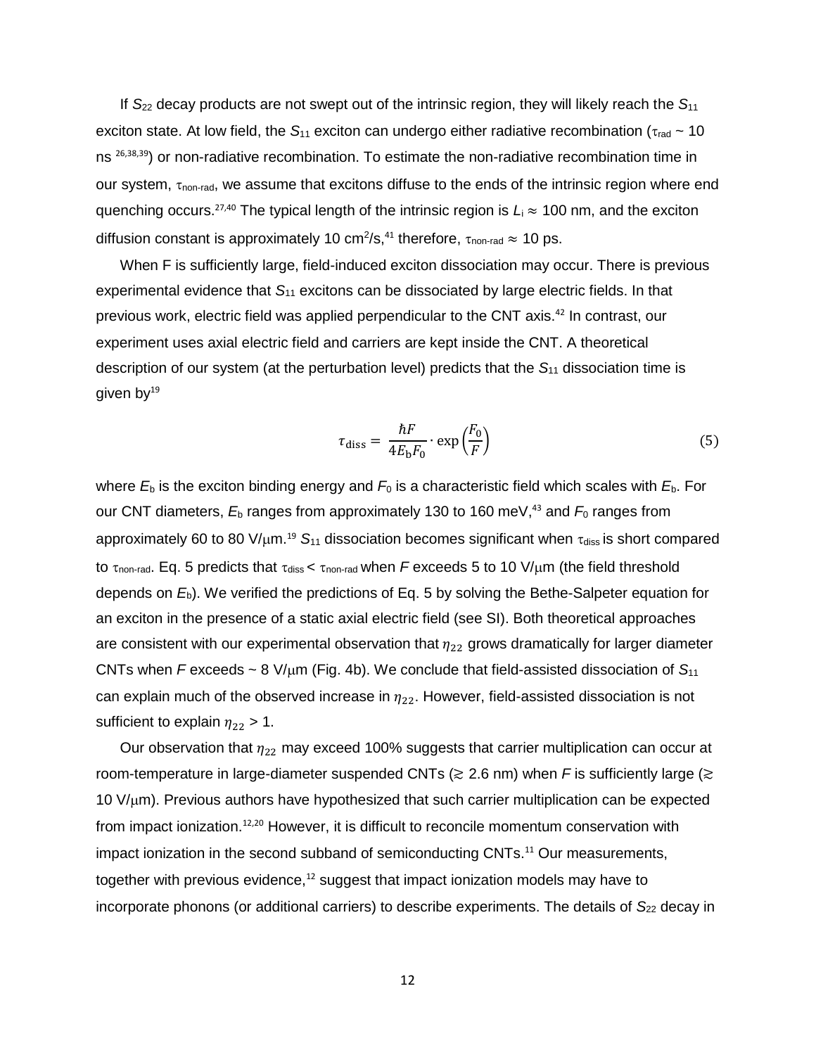If $S_{22}$ decay products are not swept out of the intrinsic region, they will likely reach the $S_{11}$ exciton state. At low field, the $S_{11}$ exciton can undergo either radiative recombination ($\tau_{\text{rad}}$ ~ 10 ns [26,38,39]) or non-radiative recombination. To estimate the non-radiative recombination time in our system, $\tau_{\text{non-rad}}$, we assume that excitons diffuse to the ends of the intrinsic region where end quenching occurs.[27,40] The typical length of the intrinsic region is $L_i \approx 100$ nm, and the exciton diffusion constant is approximately 10 cm$^2$/s,[41] therefore, $\tau_{\text{non-rad}} \approx 10$ ps.

When F is sufficiently large, field-induced exciton dissociation may occur. There is previous experimental evidence that $S_{11}$ excitons can be dissociated by large electric fields. In that previous work, electric field was applied perpendicular to the CNT axis.[42] In contrast, our experiment uses axial electric field and carriers are kept inside the CNT. A theoretical description of our system (at the perturbation level) predicts that the $S_{11}$ dissociation time is given by[19]

$$\tau_{\text{diss}} = \frac{\hbar F}{4 E_{\text{b}} F_0} \cdot \exp\left(\frac{F_0}{F}\right) \tag{5}$$

where $E_{\text{b}}$ is the exciton binding energy and $F_0$ is a characteristic field which scales with $E_{\text{b}}$. For our CNT diameters, $E_{\text{b}}$ ranges from approximately 130 to 160 meV,[43] and $F_0$ ranges from approximately 60 to 80 V/μm.[19] $S_{11}$ dissociation becomes significant when $\tau_{\text{diss}}$ is short compared to $\tau_{\text{non-rad}}$. Eq. 5 predicts that $\tau_{\text{diss}} < \tau_{\text{non-rad}}$ when $F$ exceeds 5 to 10 V/μm (the field threshold depends on $E_{\text{b}}$). We verified the predictions of Eq. 5 by solving the Bethe-Salpeter equation for an exciton in the presence of a static axial electric field (see SI). Both theoretical approaches are consistent with our experimental observation that $\eta_{22}$ grows dramatically for larger diameter CNTs when $F$ exceeds ~ 8 V/μm (Fig. 4b). We conclude that field-assisted dissociation of $S_{11}$ can explain much of the observed increase in $\eta_{22}$. However, field-assisted dissociation is not sufficient to explain $\eta_{22} > 1$.

Our observation that $\eta_{22}$ may exceed 100% suggests that carrier multiplication can occur at room-temperature in large-diameter suspended CNTs ($\gtrsim$ 2.6 nm) when $F$ is sufficiently large ($\gtrsim$ 10 V/μm). Previous authors have hypothesized that such carrier multiplication can be expected from impact ionization.[12,20] However, it is difficult to reconcile momentum conservation with impact ionization in the second subband of semiconducting CNTs.[11] Our measurements, together with previous evidence,[12] suggest that impact ionization models may have to incorporate phonons (or additional carriers) to describe experiments. The details of $S_{22}$ decay in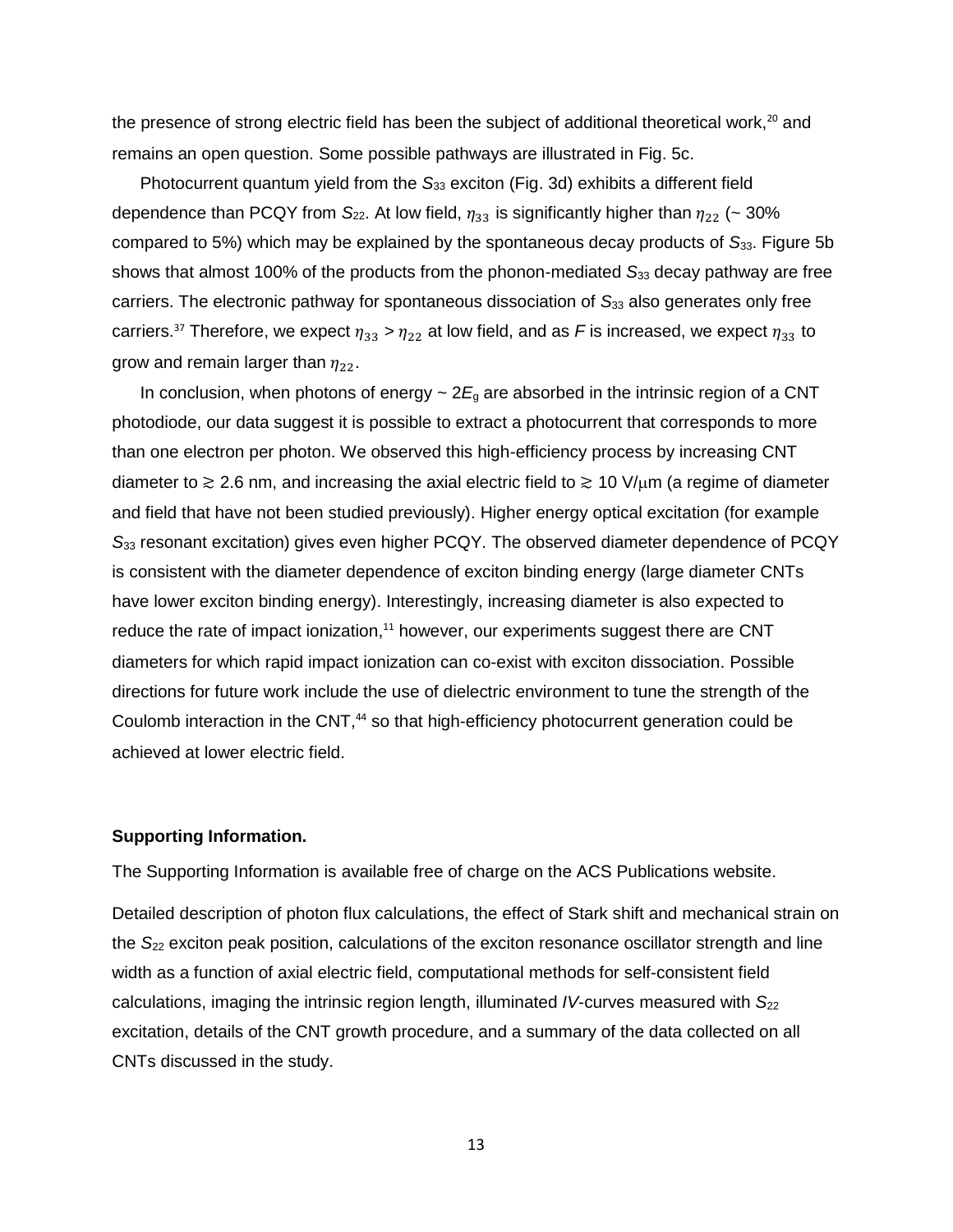the presence of strong electric field has been the subject of additional theoretical work,[20] and remains an open question. Some possible pathways are illustrated in Fig. 5c.

Photocurrent quantum yield from the $S_{33}$ exciton (Fig. 3d) exhibits a different field dependence than PCQY from $S_{22}$. At low field, $\eta_{33}$ is significantly higher than $\eta_{22}$ (~ 30% compared to 5%) which may be explained by the spontaneous decay products of $S_{33}$. Figure 5b shows that almost 100% of the products from the phonon-mediated $S_{33}$ decay pathway are free carriers. The electronic pathway for spontaneous dissociation of $S_{33}$ also generates only free carriers.[37] Therefore, we expect $\eta_{33} > \eta_{22}$ at low field, and as $F$ is increased, we expect $\eta_{33}$ to grow and remain larger than $\eta_{22}$.

In conclusion, when photons of energy ~ $2E_g$ are absorbed in the intrinsic region of a CNT photodiode, our data suggest it is possible to extract a photocurrent that corresponds to more than one electron per photon. We observed this high-efficiency process by increasing CNT diameter to $\gtrsim$ 2.6 nm, and increasing the axial electric field to $\gtrsim$ 10 V/μm (a regime of diameter and field that have not been studied previously). Higher energy optical excitation (for example $S_{33}$ resonant excitation) gives even higher PCQY. The observed diameter dependence of PCQY is consistent with the diameter dependence of exciton binding energy (large diameter CNTs have lower exciton binding energy). Interestingly, increasing diameter is also expected to reduce the rate of impact ionization,[11] however, our experiments suggest there are CNT diameters for which rapid impact ionization can co-exist with exciton dissociation. Possible directions for future work include the use of dielectric environment to tune the strength of the Coulomb interaction in the CNT,[44] so that high-efficiency photocurrent generation could be achieved at lower electric field.

**Supporting Information.**

The Supporting Information is available free of charge on the ACS Publications website.

Detailed description of photon flux calculations, the effect of Stark shift and mechanical strain on the $S_{22}$ exciton peak position, calculations of the exciton resonance oscillator strength and line width as a function of axial electric field, computational methods for self-consistent field calculations, imaging the intrinsic region length, illuminated *IV*-curves measured with $S_{22}$ excitation, details of the CNT growth procedure, and a summary of the data collected on all CNTs discussed in the study.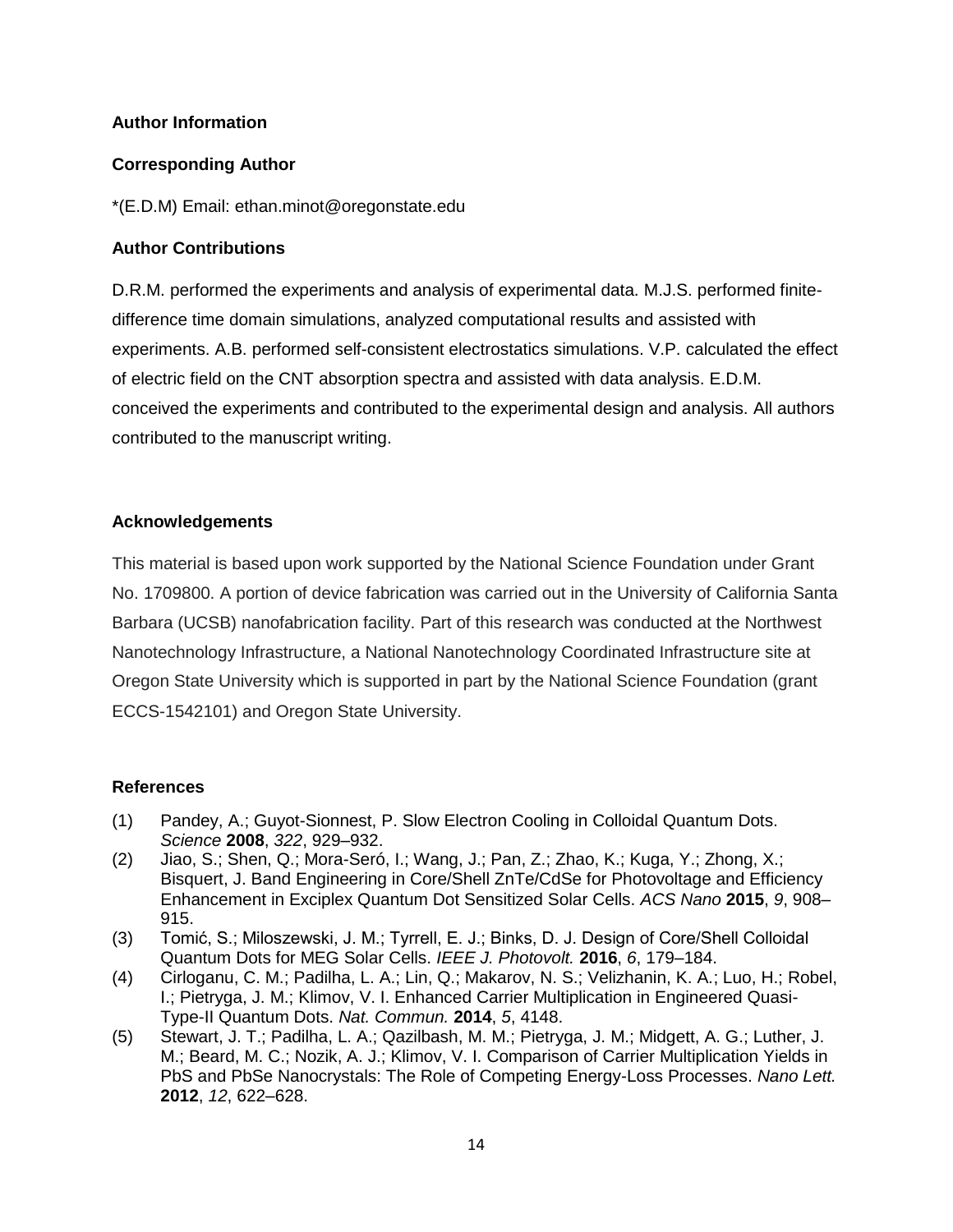## Author Information

### Corresponding Author

*(E.D.M) Email: ethan.minot@oregonstate.edu

### Author Contributions

D.R.M. performed the experiments and analysis of experimental data. M.J.S. performed finite-difference time domain simulations, analyzed computational results and assisted with experiments. A.B. performed self-consistent electrostatics simulations. V.P. calculated the effect of electric field on the CNT absorption spectra and assisted with data analysis. E.D.M. conceived the experiments and contributed to the experimental design and analysis. All authors contributed to the manuscript writing.

## Acknowledgements

This material is based upon work supported by the National Science Foundation under Grant No. 1709800. A portion of device fabrication was carried out in the University of California Santa Barbara (UCSB) nanofabrication facility. Part of this research was conducted at the Northwest Nanotechnology Infrastructure, a National Nanotechnology Coordinated Infrastructure site at Oregon State University which is supported in part by the National Science Foundation (grant ECCS-1542101) and Oregon State University.

## References

(1) Pandey, A.; Guyot-Sionnest, P. Slow Electron Cooling in Colloidal Quantum Dots. *Science* **2008**, *322*, 929–932.

(2) Jiao, S.; Shen, Q.; Mora-Seró, I.; Wang, J.; Pan, Z.; Zhao, K.; Kuga, Y.; Zhong, X.; Bisquert, J. Band Engineering in Core/Shell ZnTe/CdSe for Photovoltage and Efficiency Enhancement in Exciplex Quantum Dot Sensitized Solar Cells. *ACS Nano* **2015**, *9*, 908–915.

(3) Tomić, S.; Miloszewski, J. M.; Tyrrell, E. J.; Binks, D. J. Design of Core/Shell Colloidal Quantum Dots for MEG Solar Cells. *IEEE J. Photovolt.* **2016**, *6*, 179–184.

(4) Cirloganu, C. M.; Padilha, L. A.; Lin, Q.; Makarov, N. S.; Velizhanin, K. A.; Luo, H.; Robel, I.; Pietryga, J. M.; Klimov, V. I. Enhanced Carrier Multiplication in Engineered Quasi-Type-II Quantum Dots. *Nat. Commun.* **2014**, *5*, 4148.

(5) Stewart, J. T.; Padilha, L. A.; Qazilbash, M. M.; Pietryga, J. M.; Midgett, A. G.; Luther, J. M.; Beard, M. C.; Nozik, A. J.; Klimov, V. I. Comparison of Carrier Multiplication Yields in PbS and PbSe Nanocrystals: The Role of Competing Energy-Loss Processes. *Nano Lett.* **2012**, *12*, 622–628.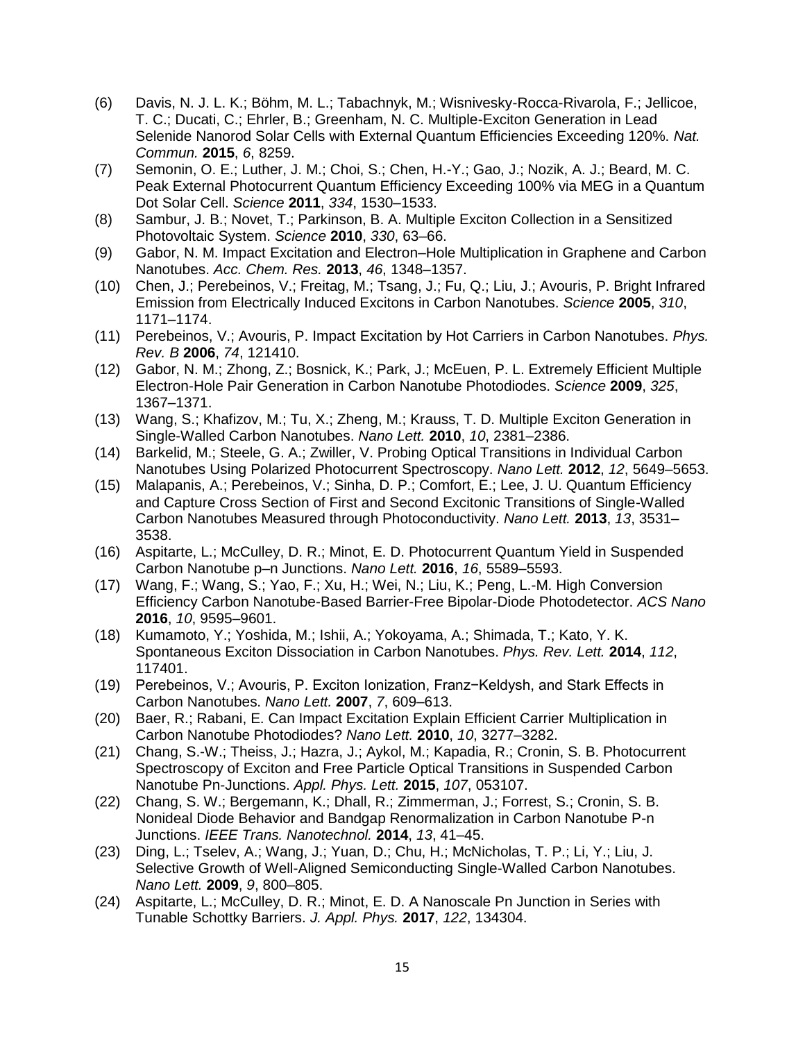(6) Davis, N. J. L. K.; Böhm, M. L.; Tabachnyk, M.; Wisnivesky-Rocca-Rivarola, F.; Jellicoe, T. C.; Ducati, C.; Ehrler, B.; Greenham, N. C. Multiple-Exciton Generation in Lead Selenide Nanorod Solar Cells with External Quantum Efficiencies Exceeding 120%. *Nat. Commun.* **2015**, *6*, 8259.

(7) Semonin, O. E.; Luther, J. M.; Choi, S.; Chen, H.-Y.; Gao, J.; Nozik, A. J.; Beard, M. C. Peak External Photocurrent Quantum Efficiency Exceeding 100% via MEG in a Quantum Dot Solar Cell. *Science* **2011**, *334*, 1530–1533.

(8) Sambur, J. B.; Novet, T.; Parkinson, B. A. Multiple Exciton Collection in a Sensitized Photovoltaic System. *Science* **2010**, *330*, 63–66.

(9) Gabor, N. M. Impact Excitation and Electron–Hole Multiplication in Graphene and Carbon Nanotubes. *Acc. Chem. Res.* **2013**, *46*, 1348–1357.

(10) Chen, J.; Perebeinos, V.; Freitag, M.; Tsang, J.; Fu, Q.; Liu, J.; Avouris, P. Bright Infrared Emission from Electrically Induced Excitons in Carbon Nanotubes. *Science* **2005**, *310*, 1171–1174.

(11) Perebeinos, V.; Avouris, P. Impact Excitation by Hot Carriers in Carbon Nanotubes. *Phys. Rev. B* **2006**, *74*, 121410.

(12) Gabor, N. M.; Zhong, Z.; Bosnick, K.; Park, J.; McEuen, P. L. Extremely Efficient Multiple Electron-Hole Pair Generation in Carbon Nanotube Photodiodes. *Science* **2009**, *325*, 1367–1371.

(13) Wang, S.; Khafizov, M.; Tu, X.; Zheng, M.; Krauss, T. D. Multiple Exciton Generation in Single-Walled Carbon Nanotubes. *Nano Lett.* **2010**, *10*, 2381–2386.

(14) Barkelid, M.; Steele, G. A.; Zwiller, V. Probing Optical Transitions in Individual Carbon Nanotubes Using Polarized Photocurrent Spectroscopy. *Nano Lett.* **2012**, *12*, 5649–5653.

(15) Malapanis, A.; Perebeinos, V.; Sinha, D. P.; Comfort, E.; Lee, J. U. Quantum Efficiency and Capture Cross Section of First and Second Excitonic Transitions of Single-Walled Carbon Nanotubes Measured through Photoconductivity. *Nano Lett.* **2013**, *13*, 3531–3538.

(16) Aspitarte, L.; McCulley, D. R.; Minot, E. D. Photocurrent Quantum Yield in Suspended Carbon Nanotube p–n Junctions. *Nano Lett.* **2016**, *16*, 5589–5593.

(17) Wang, F.; Wang, S.; Yao, F.; Xu, H.; Wei, N.; Liu, K.; Peng, L.-M. High Conversion Efficiency Carbon Nanotube-Based Barrier-Free Bipolar-Diode Photodetector. *ACS Nano* **2016**, *10*, 9595–9601.

(18) Kumamoto, Y.; Yoshida, M.; Ishii, A.; Yokoyama, A.; Shimada, T.; Kato, Y. K. Spontaneous Exciton Dissociation in Carbon Nanotubes. *Phys. Rev. Lett.* **2014**, *112*, 117401.

(19) Perebeinos, V.; Avouris, P. Exciton Ionization, Franz−Keldysh, and Stark Effects in Carbon Nanotubes. *Nano Lett.* **2007**, *7*, 609–613.

(20) Baer, R.; Rabani, E. Can Impact Excitation Explain Efficient Carrier Multiplication in Carbon Nanotube Photodiodes? *Nano Lett.* **2010**, *10*, 3277–3282.

(21) Chang, S.-W.; Theiss, J.; Hazra, J.; Aykol, M.; Kapadia, R.; Cronin, S. B. Photocurrent Spectroscopy of Exciton and Free Particle Optical Transitions in Suspended Carbon Nanotube Pn-Junctions. *Appl. Phys. Lett.* **2015**, *107*, 053107.

(22) Chang, S. W.; Bergemann, K.; Dhall, R.; Zimmerman, J.; Forrest, S.; Cronin, S. B. Nonideal Diode Behavior and Bandgap Renormalization in Carbon Nanotube P-n Junctions. *IEEE Trans. Nanotechnol.* **2014**, *13*, 41–45.

(23) Ding, L.; Tselev, A.; Wang, J.; Yuan, D.; Chu, H.; McNicholas, T. P.; Li, Y.; Liu, J. Selective Growth of Well-Aligned Semiconducting Single-Walled Carbon Nanotubes. *Nano Lett.* **2009**, *9*, 800–805.

(24) Aspitarte, L.; McCulley, D. R.; Minot, E. D. A Nanoscale Pn Junction in Series with Tunable Schottky Barriers. *J. Appl. Phys.* **2017**, *122*, 134304.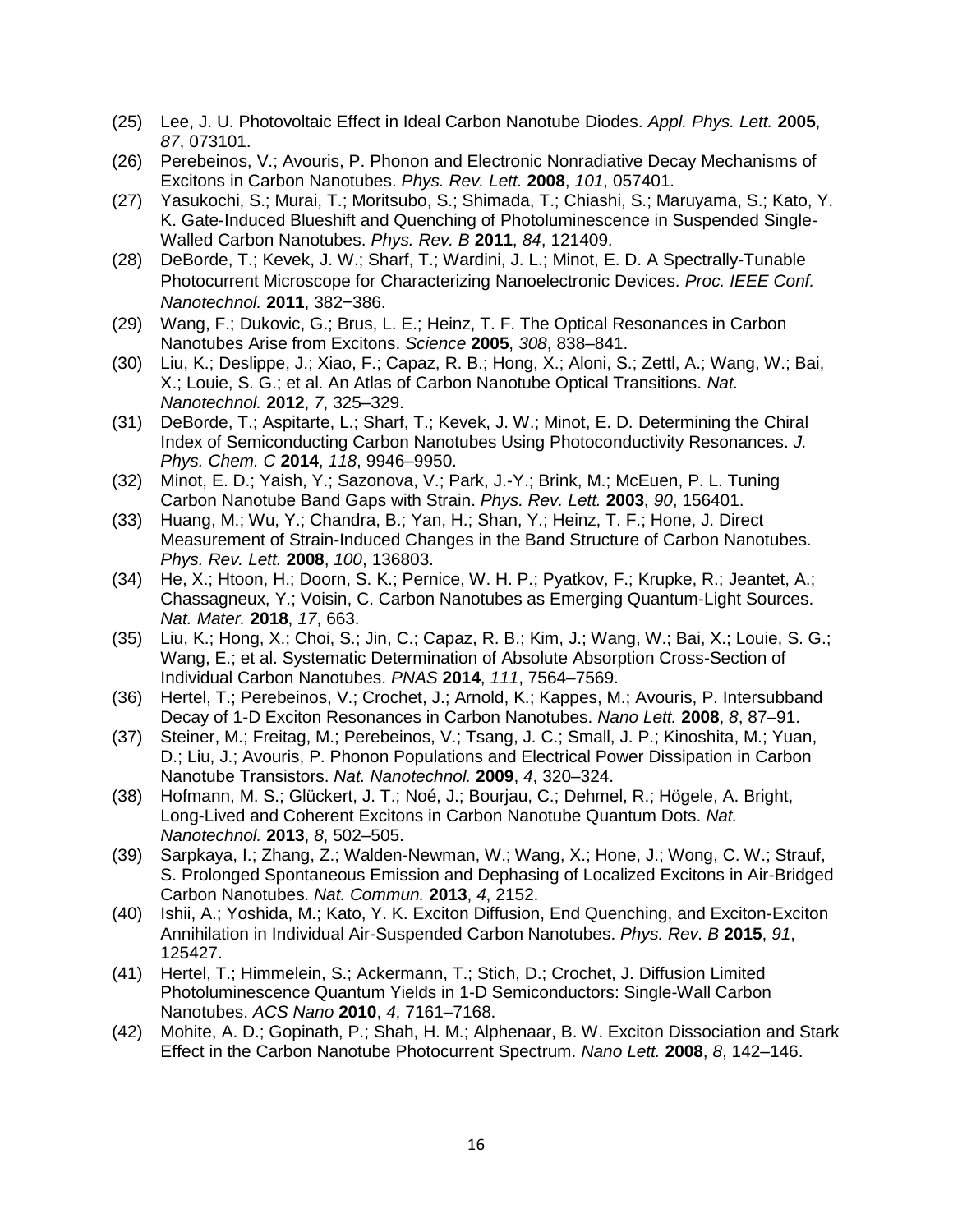(25) Lee, J. U. Photovoltaic Effect in Ideal Carbon Nanotube Diodes. *Appl. Phys. Lett.* **2005**, *87*, 073101.

(26) Perebeinos, V.; Avouris, P. Phonon and Electronic Nonradiative Decay Mechanisms of Excitons in Carbon Nanotubes. *Phys. Rev. Lett.* **2008**, *101*, 057401.

(27) Yasukochi, S.; Murai, T.; Moritsubo, S.; Shimada, T.; Chiashi, S.; Maruyama, S.; Kato, Y. K. Gate-Induced Blueshift and Quenching of Photoluminescence in Suspended Single-Walled Carbon Nanotubes. *Phys. Rev. B* **2011**, *84*, 121409.

(28) DeBorde, T.; Kevek, J. W.; Sharf, T.; Wardini, J. L.; Minot, E. D. A Spectrally-Tunable Photocurrent Microscope for Characterizing Nanoelectronic Devices. *Proc. IEEE Conf. Nanotechnol.* **2011**, 382−386.

(29) Wang, F.; Dukovic, G.; Brus, L. E.; Heinz, T. F. The Optical Resonances in Carbon Nanotubes Arise from Excitons. *Science* **2005**, *308*, 838–841.

(30) Liu, K.; Deslippe, J.; Xiao, F.; Capaz, R. B.; Hong, X.; Aloni, S.; Zettl, A.; Wang, W.; Bai, X.; Louie, S. G.; et al. An Atlas of Carbon Nanotube Optical Transitions. *Nat. Nanotechnol.* **2012**, *7*, 325–329.

(31) DeBorde, T.; Aspitarte, L.; Sharf, T.; Kevek, J. W.; Minot, E. D. Determining the Chiral Index of Semiconducting Carbon Nanotubes Using Photoconductivity Resonances. *J. Phys. Chem. C* **2014**, *118*, 9946–9950.

(32) Minot, E. D.; Yaish, Y.; Sazonova, V.; Park, J.-Y.; Brink, M.; McEuen, P. L. Tuning Carbon Nanotube Band Gaps with Strain. *Phys. Rev. Lett.* **2003**, *90*, 156401.

(33) Huang, M.; Wu, Y.; Chandra, B.; Yan, H.; Shan, Y.; Heinz, T. F.; Hone, J. Direct Measurement of Strain-Induced Changes in the Band Structure of Carbon Nanotubes. *Phys. Rev. Lett.* **2008**, *100*, 136803.

(34) He, X.; Htoon, H.; Doorn, S. K.; Pernice, W. H. P.; Pyatkov, F.; Krupke, R.; Jeantet, A.; Chassagneux, Y.; Voisin, C. Carbon Nanotubes as Emerging Quantum-Light Sources. *Nat. Mater.* **2018**, *17*, 663.

(35) Liu, K.; Hong, X.; Choi, S.; Jin, C.; Capaz, R. B.; Kim, J.; Wang, W.; Bai, X.; Louie, S. G.; Wang, E.; et al. Systematic Determination of Absolute Absorption Cross-Section of Individual Carbon Nanotubes. *PNAS* **2014**, *111*, 7564–7569.

(36) Hertel, T.; Perebeinos, V.; Crochet, J.; Arnold, K.; Kappes, M.; Avouris, P. Intersubband Decay of 1-D Exciton Resonances in Carbon Nanotubes. *Nano Lett.* **2008**, *8*, 87–91.

(37) Steiner, M.; Freitag, M.; Perebeinos, V.; Tsang, J. C.; Small, J. P.; Kinoshita, M.; Yuan, D.; Liu, J.; Avouris, P. Phonon Populations and Electrical Power Dissipation in Carbon Nanotube Transistors. *Nat. Nanotechnol.* **2009**, *4*, 320–324.

(38) Hofmann, M. S.; Glückert, J. T.; Noé, J.; Bourjau, C.; Dehmel, R.; Högele, A. Bright, Long-Lived and Coherent Excitons in Carbon Nanotube Quantum Dots. *Nat. Nanotechnol.* **2013**, *8*, 502–505.

(39) Sarpkaya, I.; Zhang, Z.; Walden-Newman, W.; Wang, X.; Hone, J.; Wong, C. W.; Strauf, S. Prolonged Spontaneous Emission and Dephasing of Localized Excitons in Air-Bridged Carbon Nanotubes. *Nat. Commun.* **2013**, *4*, 2152.

(40) Ishii, A.; Yoshida, M.; Kato, Y. K. Exciton Diffusion, End Quenching, and Exciton-Exciton Annihilation in Individual Air-Suspended Carbon Nanotubes. *Phys. Rev. B* **2015**, *91*, 125427.

(41) Hertel, T.; Himmelein, S.; Ackermann, T.; Stich, D.; Crochet, J. Diffusion Limited Photoluminescence Quantum Yields in 1-D Semiconductors: Single-Wall Carbon Nanotubes. *ACS Nano* **2010**, *4*, 7161–7168.

(42) Mohite, A. D.; Gopinath, P.; Shah, H. M.; Alphenaar, B. W. Exciton Dissociation and Stark Effect in the Carbon Nanotube Photocurrent Spectrum. *Nano Lett.* **2008**, *8*, 142–146.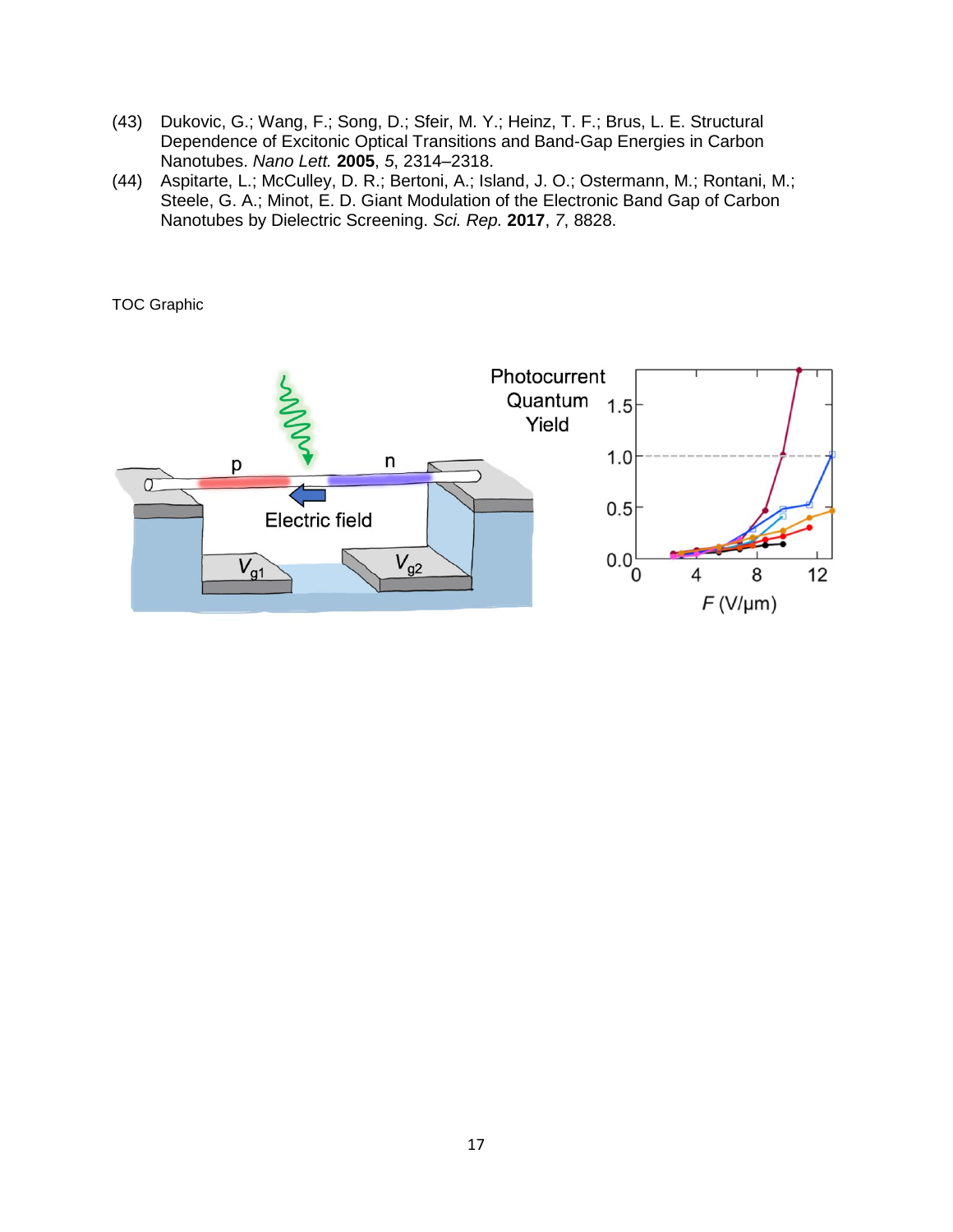(43) Dukovic, G.; Wang, F.; Song, D.; Sfeir, M. Y.; Heinz, T. F.; Brus, L. E. Structural Dependence of Excitonic Optical Transitions and Band-Gap Energies in Carbon Nanotubes. *Nano Lett.* **2005**, *5*, 2314–2318.

(44) Aspitarte, L.; McCulley, D. R.; Bertoni, A.; Island, J. O.; Ostermann, M.; Rontani, M.; Steele, G. A.; Minot, E. D. Giant Modulation of the Electronic Band Gap of Carbon Nanotubes by Dielectric Screening. *Sci. Rep.* **2017**, *7*, 8828.

TOC Graphic

p
n
Electric field
$V_{g1}$
$V_{g2}$

Photocurrent Quantum Yield
1.5
1.0
0.5
0.0
0
4
8
12
$F$ (V/μm)